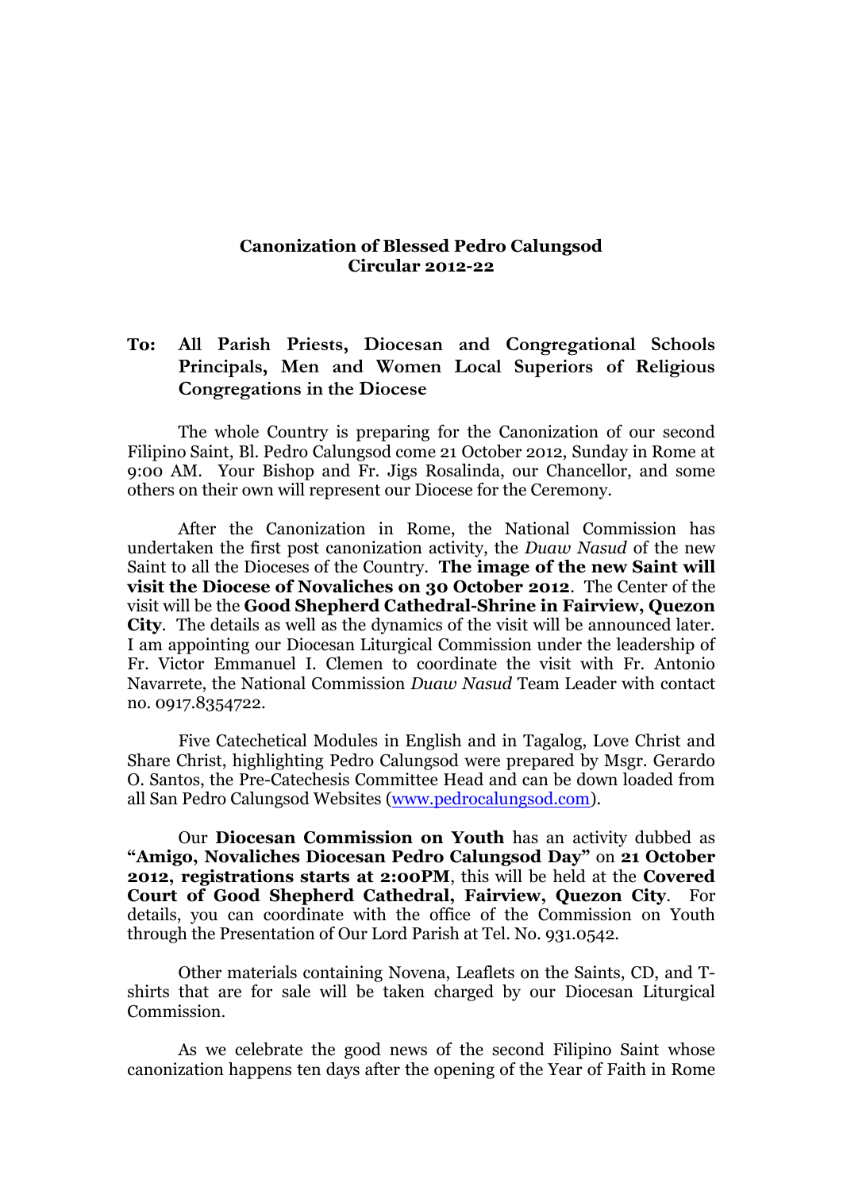**Canonization of Blessed Pedro Calungsod**
**Circular 2012-22**

**To: All Parish Priests, Diocesan and Congregational Schools Principals, Men and Women Local Superiors of Religious Congregations in the Diocese**

The whole Country is preparing for the Canonization of our second Filipino Saint, Bl. Pedro Calungsod come 21 October 2012, Sunday in Rome at 9:00 AM. Your Bishop and Fr. Jigs Rosalinda, our Chancellor, and some others on their own will represent our Diocese for the Ceremony.

After the Canonization in Rome, the National Commission has undertaken the first post canonization activity, the *Duaw Nasud* of the new Saint to all the Dioceses of the Country. **The image of the new Saint will visit the Diocese of Novaliches on 30 October 2012**. The Center of the visit will be the **Good Shepherd Cathedral-Shrine in Fairview, Quezon City**. The details as well as the dynamics of the visit will be announced later. I am appointing our Diocesan Liturgical Commission under the leadership of Fr. Victor Emmanuel I. Clemen to coordinate the visit with Fr. Antonio Navarrete, the National Commission *Duaw Nasud* Team Leader with contact no. 0917.8354722.

Five Catechetical Modules in English and in Tagalog, Love Christ and Share Christ, highlighting Pedro Calungsod were prepared by Msgr. Gerardo O. Santos, the Pre-Catechesis Committee Head and can be down loaded from all San Pedro Calungsod Websites (www.pedrocalungsod.com).

Our **Diocesan Commission on Youth** has an activity dubbed as **"Amigo, Novaliches Diocesan Pedro Calungsod Day"** on **21 October 2012, registrations starts at 2:00PM**, this will be held at the **Covered Court of Good Shepherd Cathedral, Fairview, Quezon City**. For details, you can coordinate with the office of the Commission on Youth through the Presentation of Our Lord Parish at Tel. No. 931.0542.

Other materials containing Novena, Leaflets on the Saints, CD, and T-shirts that are for sale will be taken charged by our Diocesan Liturgical Commission.

As we celebrate the good news of the second Filipino Saint whose canonization happens ten days after the opening of the Year of Faith in Rome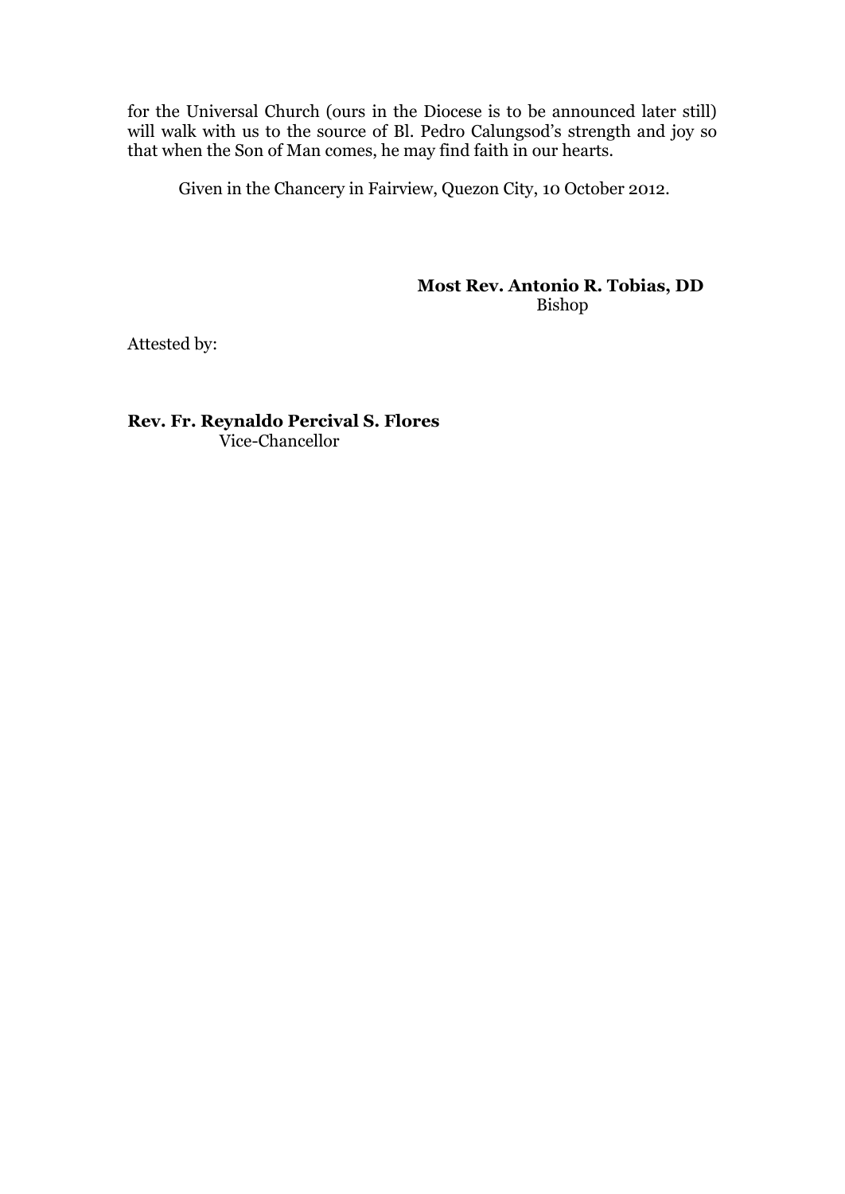for the Universal Church (ours in the Diocese is to be announced later still) will walk with us to the source of Bl. Pedro Calungsod's strength and joy so that when the Son of Man comes, he may find faith in our hearts.

Given in the Chancery in Fairview, Quezon City, 10 October 2012.

**Most Rev. Antonio R. Tobias, DD**
Bishop

Attested by:

**Rev. Fr. Reynaldo Percival S. Flores**
Vice-Chancellor